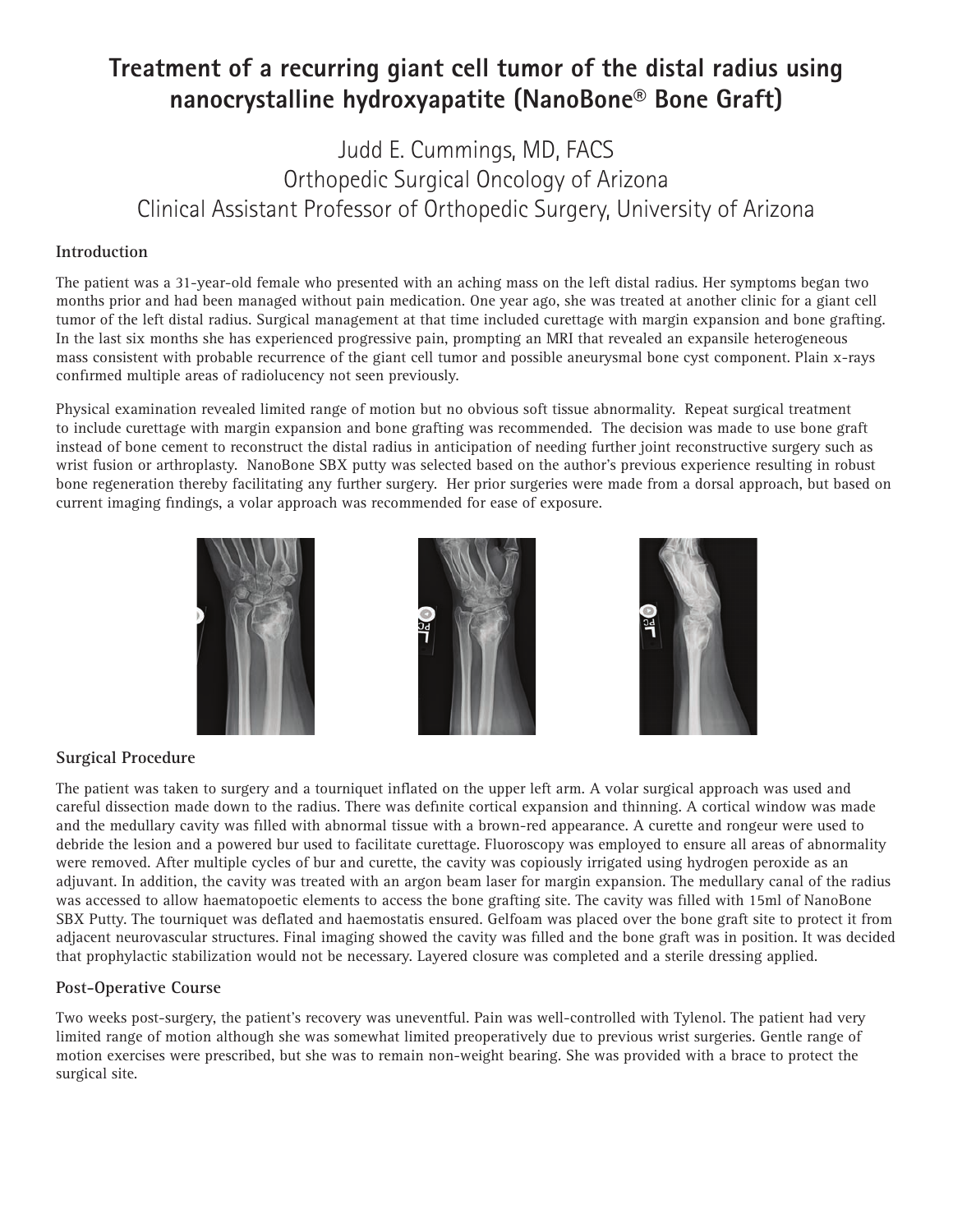# Treatment of a recurring giant cell tumor of the distal radius using nanocrystalline hydroxyapatite (NanoBone® Bone Graft)

Judd E. Cummings, MD, FACS
Orthopedic Surgical Oncology of Arizona
Clinical Assistant Professor of Orthopedic Surgery, University of Arizona

## Introduction

The patient was a 31-year-old female who presented with an aching mass on the left distal radius. Her symptoms began two months prior and had been managed without pain medication. One year ago, she was treated at another clinic for a giant cell tumor of the left distal radius. Surgical management at that time included curettage with margin expansion and bone grafting. In the last six months she has experienced progressive pain, prompting an MRI that revealed an expansile heterogeneous mass consistent with probable recurrence of the giant cell tumor and possible aneurysmal bone cyst component. Plain x-rays confirmed multiple areas of radiolucency not seen previously.

Physical examination revealed limited range of motion but no obvious soft tissue abnormality. Repeat surgical treatment to include curettage with margin expansion and bone grafting was recommended. The decision was made to use bone graft instead of bone cement to reconstruct the distal radius in anticipation of needing further joint reconstructive surgery such as wrist fusion or arthroplasty. NanoBone SBX putty was selected based on the author's previous experience resulting in robust bone regeneration thereby facilitating any further surgery. Her prior surgeries were made from a dorsal approach, but based on current imaging findings, a volar approach was recommended for ease of exposure.

## Surgical Procedure

The patient was taken to surgery and a tourniquet inflated on the upper left arm. A volar surgical approach was used and careful dissection made down to the radius. There was definite cortical expansion and thinning. A cortical window was made and the medullary cavity was filled with abnormal tissue with a brown-red appearance. A curette and rongeur were used to debride the lesion and a powered bur used to facilitate curettage. Fluoroscopy was employed to ensure all areas of abnormality were removed. After multiple cycles of bur and curette, the cavity was copiously irrigated using hydrogen peroxide as an adjuvant. In addition, the cavity was treated with an argon beam laser for margin expansion. The medullary canal of the radius was accessed to allow haematopoetic elements to access the bone grafting site. The cavity was filled with 15ml of NanoBone SBX Putty. The tourniquet was deflated and haemostatis ensured. Gelfoam was placed over the bone graft site to protect it from adjacent neurovascular structures. Final imaging showed the cavity was filled and the bone graft was in position. It was decided that prophylactic stabilization would not be necessary. Layered closure was completed and a sterile dressing applied.

## Post-Operative Course

Two weeks post-surgery, the patient's recovery was uneventful. Pain was well-controlled with Tylenol. The patient had very limited range of motion although she was somewhat limited preoperatively due to previous wrist surgeries. Gentle range of motion exercises were prescribed, but she was to remain non-weight bearing. She was provided with a brace to protect the surgical site.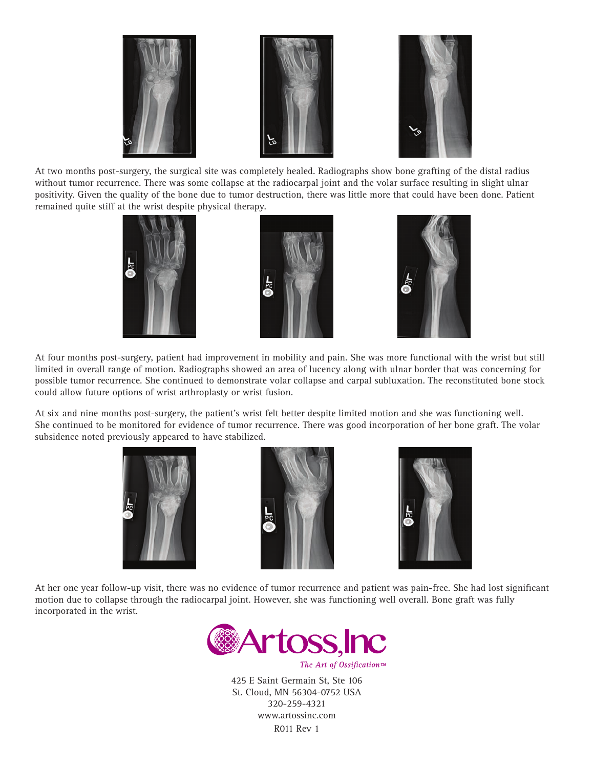At two months post-surgery, the surgical site was completely healed. Radiographs show bone grafting of the distal radius without tumor recurrence. There was some collapse at the radiocarpal joint and the volar surface resulting in slight ulnar positivity. Given the quality of the bone due to tumor destruction, there was little more that could have been done. Patient remained quite stiff at the wrist despite physical therapy.

At four months post-surgery, patient had improvement in mobility and pain. She was more functional with the wrist but still limited in overall range of motion. Radiographs showed an area of lucency along with ulnar border that was concerning for possible tumor recurrence. She continued to demonstrate volar collapse and carpal subluxation. The reconstituted bone stock could allow future options of wrist arthroplasty or wrist fusion.

At six and nine months post-surgery, the patient's wrist felt better despite limited motion and she was functioning well. She continued to be monitored for evidence of tumor recurrence. There was good incorporation of her bone graft. The volar subsidence noted previously appeared to have stabilized.

At her one year follow-up visit, there was no evidence of tumor recurrence and patient was pain-free. She had lost significant motion due to collapse through the radiocarpal joint. However, she was functioning well overall. Bone graft was fully incorporated in the wrist.

Artoss, Inc

*The Art of Ossification™*

425 E Saint Germain St, Ste 106
St. Cloud, MN 56304-0752 USA
320-259-4321
www.artossinc.com
R011 Rev 1